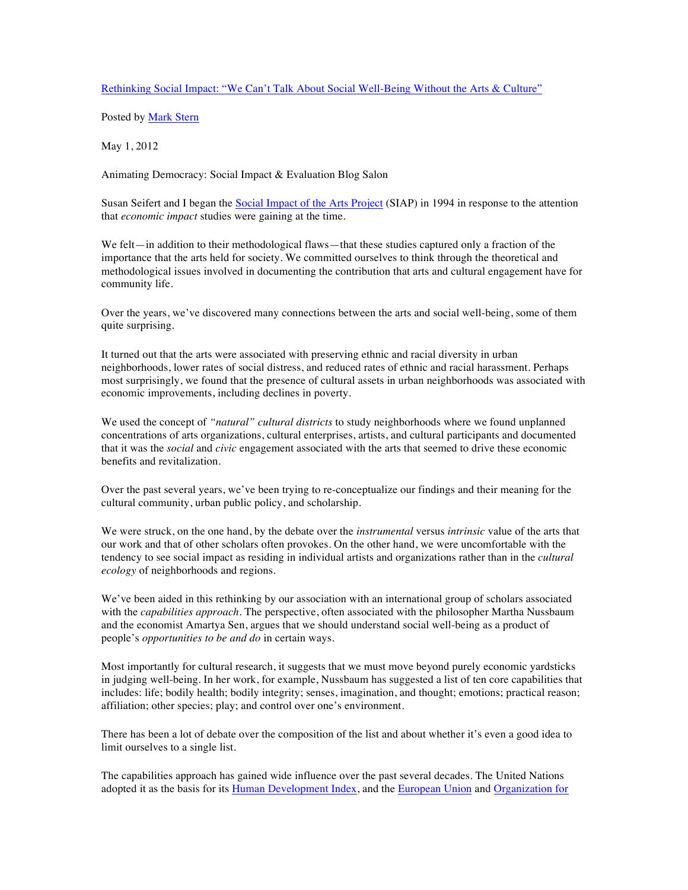[Rethinking Social Impact: "We Can't Talk About Social Well-Being Without the Arts & Culture"]

Posted by [Mark Stern]

May 1, 2012

Animating Democracy: Social Impact & Evaluation Blog Salon

Susan Seifert and I began the [Social Impact of the Arts Project] (SIAP) in 1994 in response to the attention that *economic impact* studies were gaining at the time.

We felt—in addition to their methodological flaws—that these studies captured only a fraction of the importance that the arts held for society. We committed ourselves to think through the theoretical and methodological issues involved in documenting the contribution that arts and cultural engagement have for community life.

Over the years, we've discovered many connections between the arts and social well-being, some of them quite surprising.

It turned out that the arts were associated with preserving ethnic and racial diversity in urban neighborhoods, lower rates of social distress, and reduced rates of ethnic and racial harassment. Perhaps most surprisingly, we found that the presence of cultural assets in urban neighborhoods was associated with economic improvements, including declines in poverty.

We used the concept of *"natural" cultural districts* to study neighborhoods where we found unplanned concentrations of arts organizations, cultural enterprises, artists, and cultural participants and documented that it was the *social* and *civic* engagement associated with the arts that seemed to drive these economic benefits and revitalization.

Over the past several years, we've been trying to re-conceptualize our findings and their meaning for the cultural community, urban public policy, and scholarship.

We were struck, on the one hand, by the debate over the *instrumental* versus *intrinsic* value of the arts that our work and that of other scholars often provokes. On the other hand, we were uncomfortable with the tendency to see social impact as residing in individual artists and organizations rather than in the *cultural ecology* of neighborhoods and regions.

We've been aided in this rethinking by our association with an international group of scholars associated with the *capabilities approach*. The perspective, often associated with the philosopher Martha Nussbaum and the economist Amartya Sen, argues that we should understand social well-being as a product of people's *opportunities to be and do* in certain ways.

Most importantly for cultural research, it suggests that we must move beyond purely economic yardsticks in judging well-being. In her work, for example, Nussbaum has suggested a list of ten core capabilities that includes: life; bodily health; bodily integrity; senses, imagination, and thought; emotions; practical reason; affiliation; other species; play; and control over one's environment.

There has been a lot of debate over the composition of the list and about whether it's even a good idea to limit ourselves to a single list.

The capabilities approach has gained wide influence over the past several decades. The United Nations adopted it as the basis for its [Human Development Index], and the [European Union] and [Organization for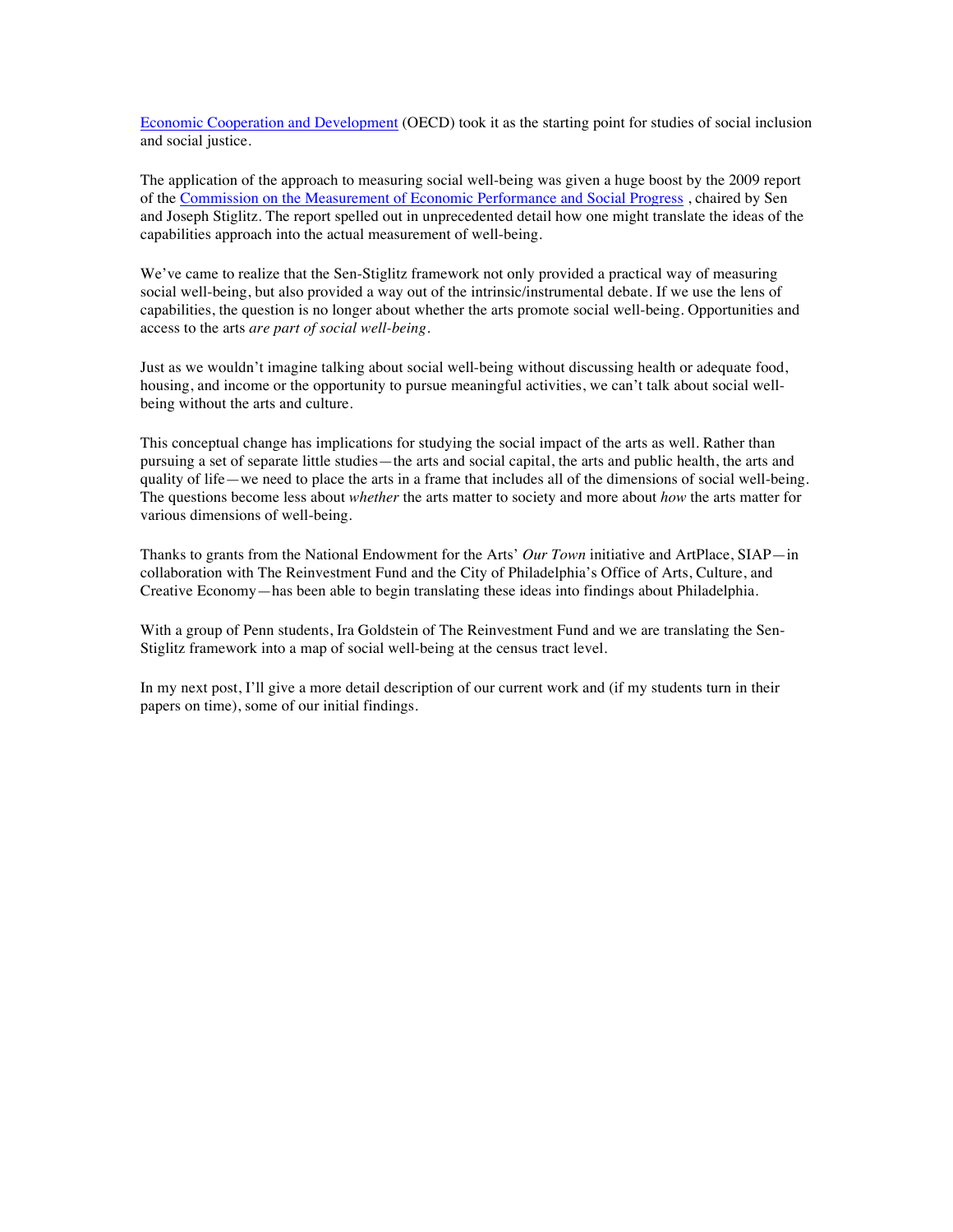Economic Cooperation and Development (OECD) took it as the starting point for studies of social inclusion and social justice.

The application of the approach to measuring social well-being was given a huge boost by the 2009 report of the Commission on the Measurement of Economic Performance and Social Progress , chaired by Sen and Joseph Stiglitz. The report spelled out in unprecedented detail how one might translate the ideas of the capabilities approach into the actual measurement of well-being.

We've came to realize that the Sen-Stiglitz framework not only provided a practical way of measuring social well-being, but also provided a way out of the intrinsic/instrumental debate. If we use the lens of capabilities, the question is no longer about whether the arts promote social well-being. Opportunities and access to the arts *are part of social well-being*.

Just as we wouldn't imagine talking about social well-being without discussing health or adequate food, housing, and income or the opportunity to pursue meaningful activities, we can't talk about social well-being without the arts and culture.

This conceptual change has implications for studying the social impact of the arts as well. Rather than pursuing a set of separate little studies—the arts and social capital, the arts and public health, the arts and quality of life—we need to place the arts in a frame that includes all of the dimensions of social well-being. The questions become less about *whether* the arts matter to society and more about *how* the arts matter for various dimensions of well-being.

Thanks to grants from the National Endowment for the Arts' *Our Town* initiative and ArtPlace, SIAP—in collaboration with The Reinvestment Fund and the City of Philadelphia's Office of Arts, Culture, and Creative Economy—has been able to begin translating these ideas into findings about Philadelphia.

With a group of Penn students, Ira Goldstein of The Reinvestment Fund and we are translating the Sen-Stiglitz framework into a map of social well-being at the census tract level.

In my next post, I'll give a more detail description of our current work and (if my students turn in their papers on time), some of our initial findings.